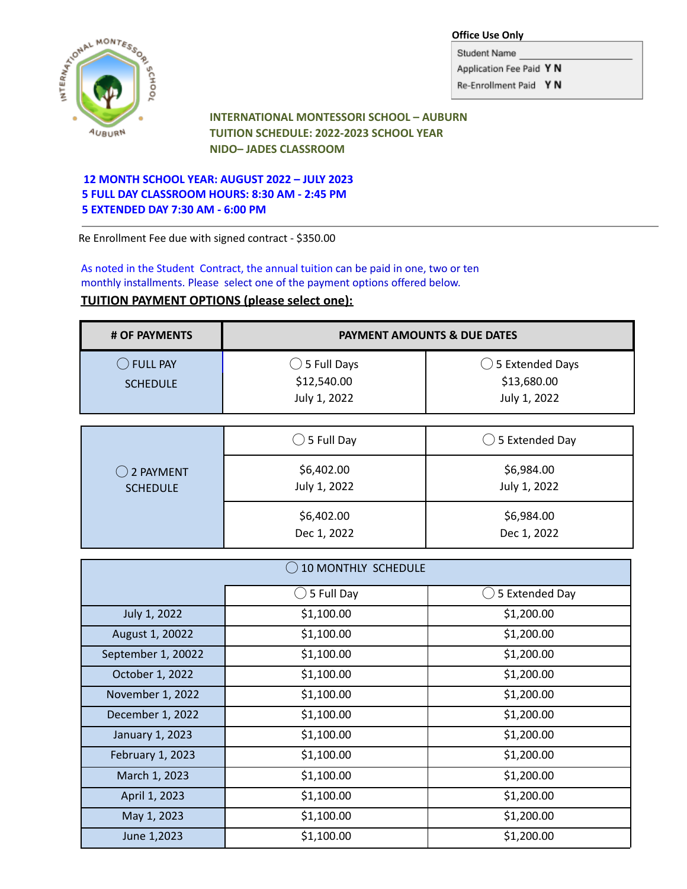**Office Use Only**

Student Name ______________________

Application Fee Paid Y N

Re-Enrollment Paid Y N

## INTERNATIONAL MONTESSORI SCHOOL – AUBURN
## TUITION SCHEDULE: 2022-2023 SCHOOL YEAR
## NIDO– JADES CLASSROOM

**12 MONTH SCHOOL YEAR: AUGUST 2022 – JULY 2023**
**5 FULL DAY CLASSROOM HOURS: 8:30 AM - 2:45 PM**
**5 EXTENDED DAY 7:30 AM - 6:00 PM**

---

Re Enrollment Fee due with signed contract - $350.00

As noted in the Student Contract, the annual tuition can be paid in one, two or ten monthly installments. Please select one of the payment options offered below.

**TUITION PAYMENT OPTIONS (please select one):**

| # OF PAYMENTS | PAYMENT AMOUNTS & DUE DATES | |
|---|---|---|
| ◯ FULL PAY SCHEDULE | ◯ 5 Full Days<br>$12,540.00<br>July 1, 2022 | ◯ 5 Extended Days<br>$13,680.00<br>July 1, 2022 |

| ◯ 2 PAYMENT SCHEDULE | ◯ 5 Full Day | ◯ 5 Extended Day |
|---|---|---|
| | $6,402.00<br>July 1, 2022 | $6,984.00<br>July 1, 2022 |
| | $6,402.00<br>Dec 1, 2022 | $6,984.00<br>Dec 1, 2022 |

| ◯ 10 MONTHLY SCHEDULE | | |
|---|---|---|
| | ◯ 5 Full Day | ◯ 5 Extended Day |
| July 1, 2022 | $1,100.00 | $1,200.00 |
| August 1, 20022 | $1,100.00 | $1,200.00 |
| September 1, 20022 | $1,100.00 | $1,200.00 |
| October 1, 2022 | $1,100.00 | $1,200.00 |
| November 1, 2022 | $1,100.00 | $1,200.00 |
| December 1, 2022 | $1,100.00 | $1,200.00 |
| January 1, 2023 | $1,100.00 | $1,200.00 |
| February 1, 2023 | $1,100.00 | $1,200.00 |
| March 1, 2023 | $1,100.00 | $1,200.00 |
| April 1, 2023 | $1,100.00 | $1,200.00 |
| May 1, 2023 | $1,100.00 | $1,200.00 |
| June 1,2023 | $1,100.00 | $1,200.00 |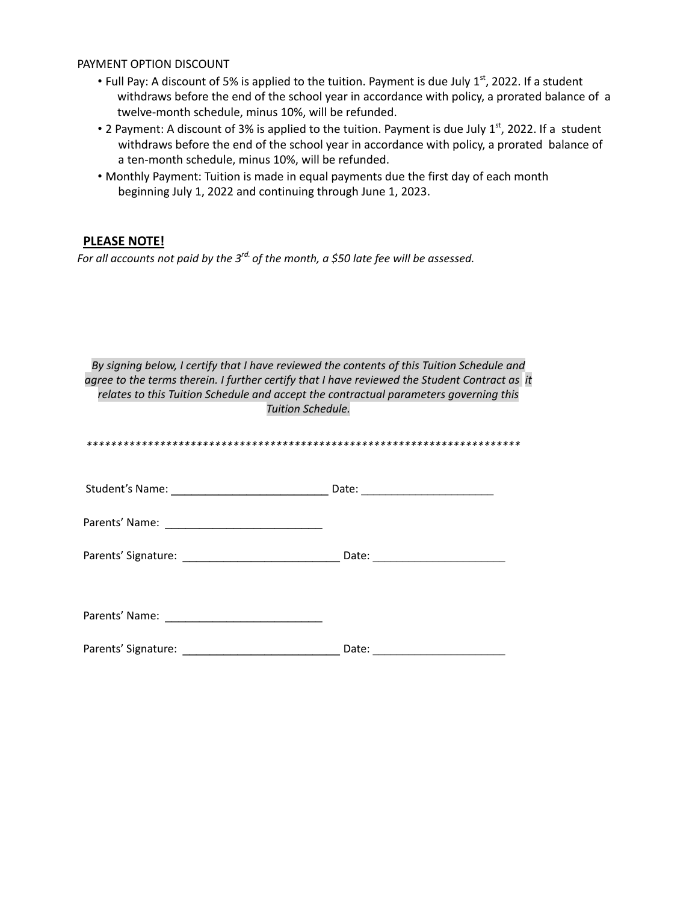PAYMENT OPTION DISCOUNT

- Full Pay: A discount of 5% is applied to the tuition. Payment is due July 1st, 2022. If a student withdraws before the end of the school year in accordance with policy, a prorated balance of a twelve-month schedule, minus 10%, will be refunded.
- 2 Payment: A discount of 3% is applied to the tuition. Payment is due July 1st, 2022. If a student withdraws before the end of the school year in accordance with policy, a prorated balance of a ten-month schedule, minus 10%, will be refunded.
- Monthly Payment: Tuition is made in equal payments due the first day of each month beginning July 1, 2022 and continuing through June 1, 2023.

**PLEASE NOTE!**

*For all accounts not paid by the 3rd. of the month, a $50 late fee will be assessed.*

*By signing below, I certify that I have reviewed the contents of this Tuition Schedule and agree to the terms therein. I further certify that I have reviewed the Student Contract as it relates to this Tuition Schedule and accept the contractual parameters governing this Tuition Schedule.*

************************************************************************

Student's Name: __________________________ Date: ______________________

Parents' Name: __________________________

Parents' Signature: __________________________ Date: ______________________

Parents' Name: __________________________

Parents' Signature: __________________________ Date: ______________________